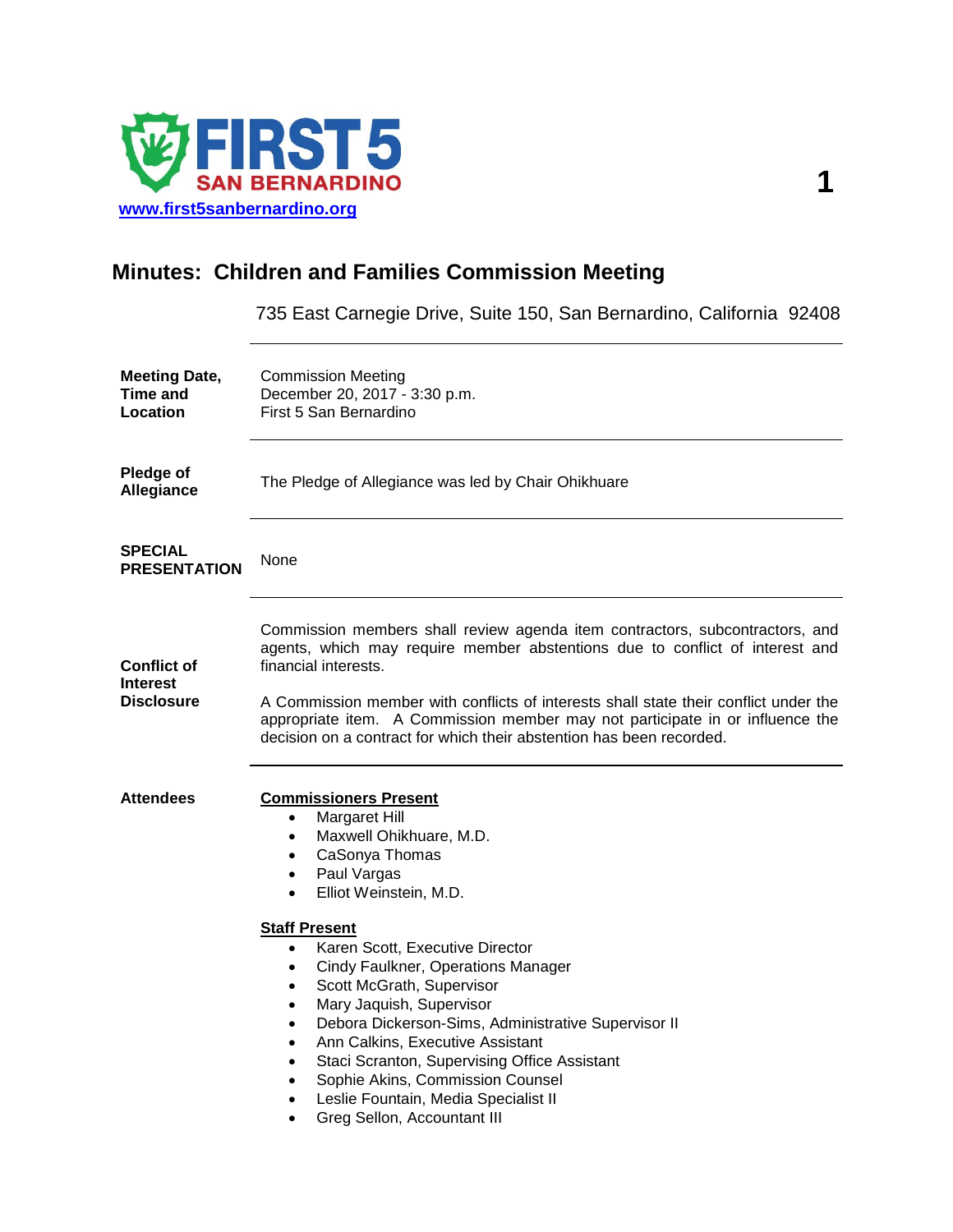FIRST 5 SAN BERNARDINO

www.first5sanbernardino.org

# Minutes: Children and Families Commission Meeting

735 East Carnegie Drive, Suite 150, San Bernardino, California 92408

**Meeting Date, Time and Location**

Commission Meeting
December 20, 2017 - 3:30 p.m.
First 5 San Bernardino

**Pledge of Allegiance**

The Pledge of Allegiance was led by Chair Ohikhuare

**SPECIAL PRESENTATION**

None

**Conflict of Interest Disclosure**

Commission members shall review agenda item contractors, subcontractors, and agents, which may require member abstentions due to conflict of interest and financial interests.

A Commission member with conflicts of interests shall state their conflict under the appropriate item. A Commission member may not participate in or influence the decision on a contract for which their abstention has been recorded.

**Attendees**

**Commissioners Present**

- Margaret Hill
- Maxwell Ohikhuare, M.D.
- CaSonya Thomas
- Paul Vargas
- Elliot Weinstein, M.D.

**Staff Present**

- Karen Scott, Executive Director
- Cindy Faulkner, Operations Manager
- Scott McGrath, Supervisor
- Mary Jaquish, Supervisor
- Debora Dickerson-Sims, Administrative Supervisor II
- Ann Calkins, Executive Assistant
- Staci Scranton, Supervising Office Assistant
- Sophie Akins, Commission Counsel
- Leslie Fountain, Media Specialist II
- Greg Sellon, Accountant III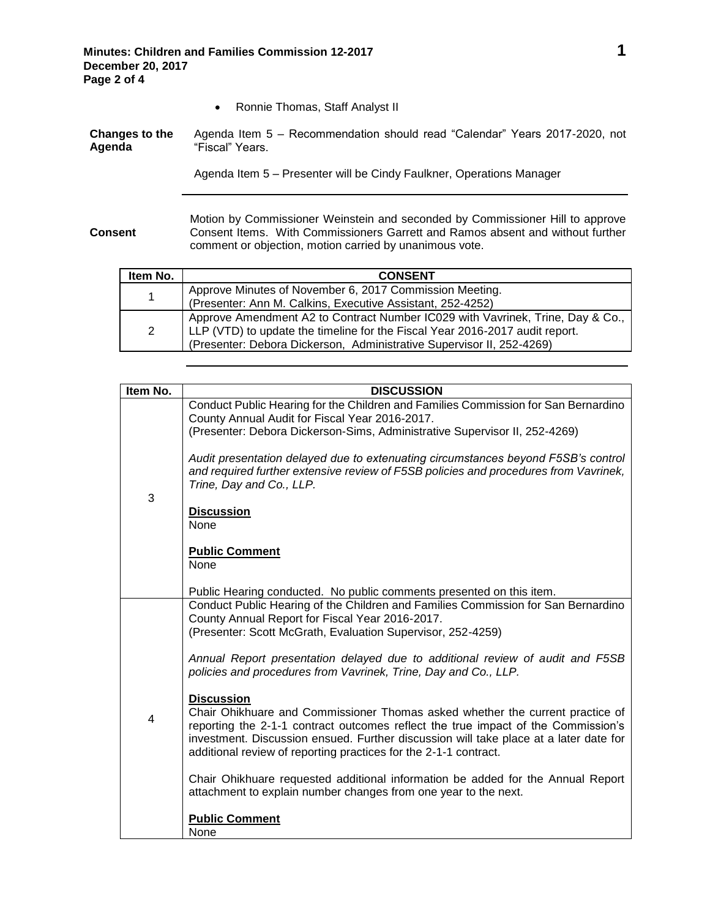- Ronnie Thomas, Staff Analyst II

**Changes to the Agenda**

Agenda Item 5 – Recommendation should read “Calendar” Years 2017-2020, not “Fiscal” Years.

Agenda Item 5 – Presenter will be Cindy Faulkner, Operations Manager

---

**Consent**

Motion by Commissioner Weinstein and seconded by Commissioner Hill to approve Consent Items. With Commissioners Garrett and Ramos absent and without further comment or objection, motion carried by unanimous vote.

| Item No. | CONSENT |
|---|---|
| 1 | Approve Minutes of November 6, 2017 Commission Meeting.<br>(Presenter: Ann M. Calkins, Executive Assistant, 252-4252) |
| 2 | Approve Amendment A2 to Contract Number IC029 with Vavrinek, Trine, Day & Co., LLP (VTD) to update the timeline for the Fiscal Year 2016-2017 audit report.<br>(Presenter: Debora Dickerson, Administrative Supervisor II, 252-4269) |

---

| Item No. | DISCUSSION |
|---|---|
| 3 | Conduct Public Hearing for the Children and Families Commission for San Bernardino County Annual Audit for Fiscal Year 2016-2017.<br>(Presenter: Debora Dickerson-Sims, Administrative Supervisor II, 252-4269)<br><br>*Audit presentation delayed due to extenuating circumstances beyond F5SB's control and required further extensive review of F5SB policies and procedures from Vavrinek, Trine, Day and Co., LLP.*<br><br>**Discussion**<br>None<br><br>**Public Comment**<br>None<br><br>Public Hearing conducted. No public comments presented on this item. |
| 4 | Conduct Public Hearing of the Children and Families Commission for San Bernardino County Annual Report for Fiscal Year 2016-2017.<br>(Presenter: Scott McGrath, Evaluation Supervisor, 252-4259)<br><br>*Annual Report presentation delayed due to additional review of audit and F5SB policies and procedures from Vavrinek, Trine, Day and Co., LLP.*<br><br>**Discussion**<br>Chair Ohikhuare and Commissioner Thomas asked whether the current practice of reporting the 2-1-1 contract outcomes reflect the true impact of the Commission's investment. Discussion ensued. Further discussion will take place at a later date for additional review of reporting practices for the 2-1-1 contract.<br><br>Chair Ohikhuare requested additional information be added for the Annual Report attachment to explain number changes from one year to the next.<br><br>**Public Comment**<br>None |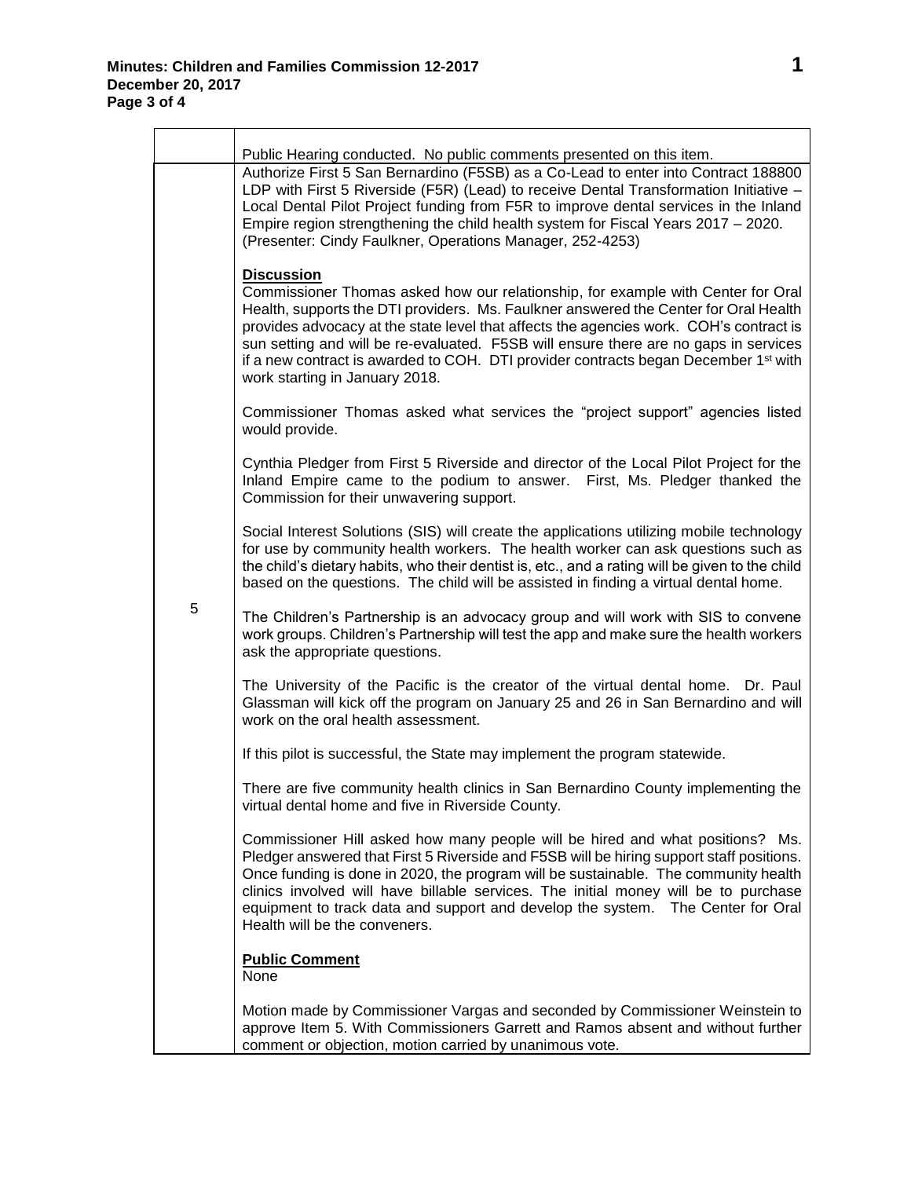| | |
|---|---|
| | Public Hearing conducted. No public comments presented on this item. |
| 5 | Authorize First 5 San Bernardino (F5SB) as a Co-Lead to enter into Contract 188800 LDP with First 5 Riverside (F5R) (Lead) to receive Dental Transformation Initiative – Local Dental Pilot Project funding from F5R to improve dental services in the Inland Empire region strengthening the child health system for Fiscal Years 2017 – 2020. (Presenter: Cindy Faulkner, Operations Manager, 252-4253)<br><br>**Discussion**<br>Commissioner Thomas asked how our relationship, for example with Center for Oral Health, supports the DTI providers. Ms. Faulkner answered the Center for Oral Health provides advocacy at the state level that affects the agencies work. COH's contract is sun setting and will be re-evaluated. F5SB will ensure there are no gaps in services if a new contract is awarded to COH. DTI provider contracts began December 1st with work starting in January 2018.<br><br>Commissioner Thomas asked what services the "project support" agencies listed would provide.<br><br>Cynthia Pledger from First 5 Riverside and director of the Local Pilot Project for the Inland Empire came to the podium to answer. First, Ms. Pledger thanked the Commission for their unwavering support.<br><br>Social Interest Solutions (SIS) will create the applications utilizing mobile technology for use by community health workers. The health worker can ask questions such as the child's dietary habits, who their dentist is, etc., and a rating will be given to the child based on the questions. The child will be assisted in finding a virtual dental home.<br><br>The Children's Partnership is an advocacy group and will work with SIS to convene work groups. Children's Partnership will test the app and make sure the health workers ask the appropriate questions.<br><br>The University of the Pacific is the creator of the virtual dental home. Dr. Paul Glassman will kick off the program on January 25 and 26 in San Bernardino and will work on the oral health assessment.<br><br>If this pilot is successful, the State may implement the program statewide.<br><br>There are five community health clinics in San Bernardino County implementing the virtual dental home and five in Riverside County.<br><br>Commissioner Hill asked how many people will be hired and what positions? Ms. Pledger answered that First 5 Riverside and F5SB will be hiring support staff positions. Once funding is done in 2020, the program will be sustainable. The community health clinics involved will have billable services. The initial money will be to purchase equipment to track data and support and develop the system. The Center for Oral Health will be the conveners.<br><br>**Public Comment**<br>None<br><br>Motion made by Commissioner Vargas and seconded by Commissioner Weinstein to approve Item 5. With Commissioners Garrett and Ramos absent and without further comment or objection, motion carried by unanimous vote. |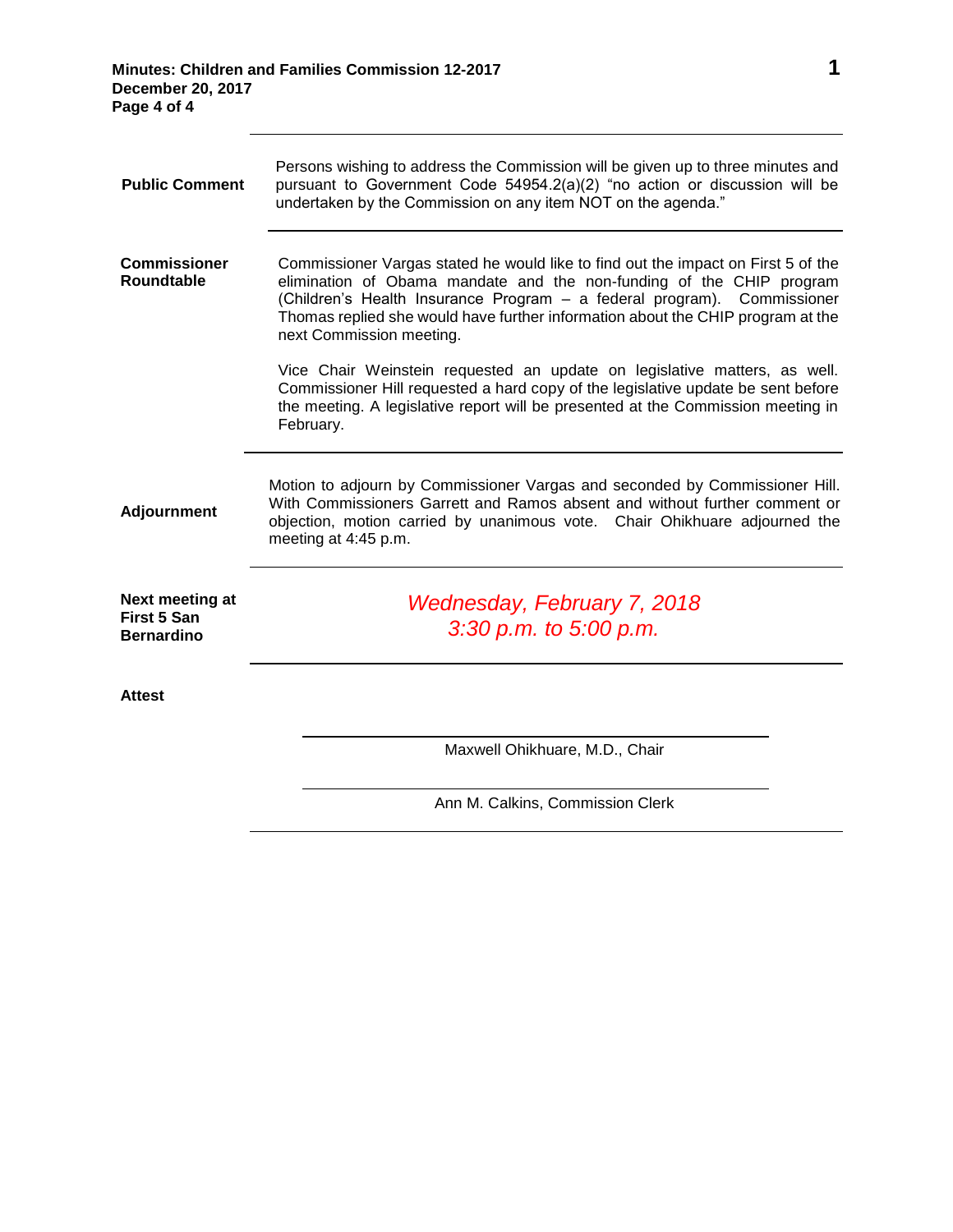**Public Comment**

Persons wishing to address the Commission will be given up to three minutes and pursuant to Government Code 54954.2(a)(2) "no action or discussion will be undertaken by the Commission on any item NOT on the agenda."

**Commissioner Roundtable**

Commissioner Vargas stated he would like to find out the impact on First 5 of the elimination of Obama mandate and the non-funding of the CHIP program (Children's Health Insurance Program – a federal program). Commissioner Thomas replied she would have further information about the CHIP program at the next Commission meeting.

Vice Chair Weinstein requested an update on legislative matters, as well. Commissioner Hill requested a hard copy of the legislative update be sent before the meeting. A legislative report will be presented at the Commission meeting in February.

**Adjournment**

Motion to adjourn by Commissioner Vargas and seconded by Commissioner Hill. With Commissioners Garrett and Ramos absent and without further comment or objection, motion carried by unanimous vote. Chair Ohikhuare adjourned the meeting at 4:45 p.m.

**Next meeting at First 5 San Bernardino**

*Wednesday, February 7, 2018*
*3:30 p.m. to 5:00 p.m.*

**Attest**

Maxwell Ohikhuare, M.D., Chair

Ann M. Calkins, Commission Clerk